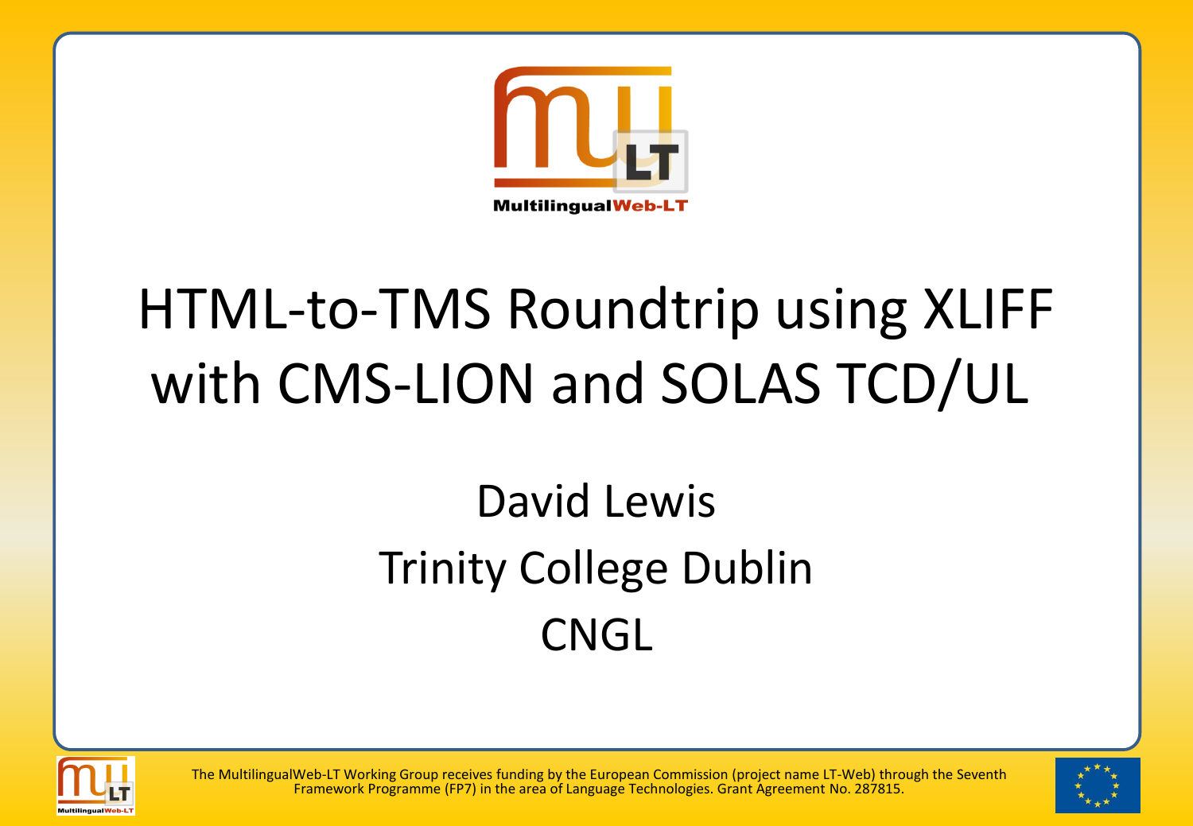# HTML-to-TMS Roundtrip using XLIFF with CMS-LION and SOLAS TCD/UL

David Lewis

Trinity College Dublin

CNGL

The MultilingualWeb-LT Working Group receives funding by the European Commission (project name LT-Web) through the Seventh Framework Programme (FP7) in the area of Language Technologies. Grant Agreement No. 287815.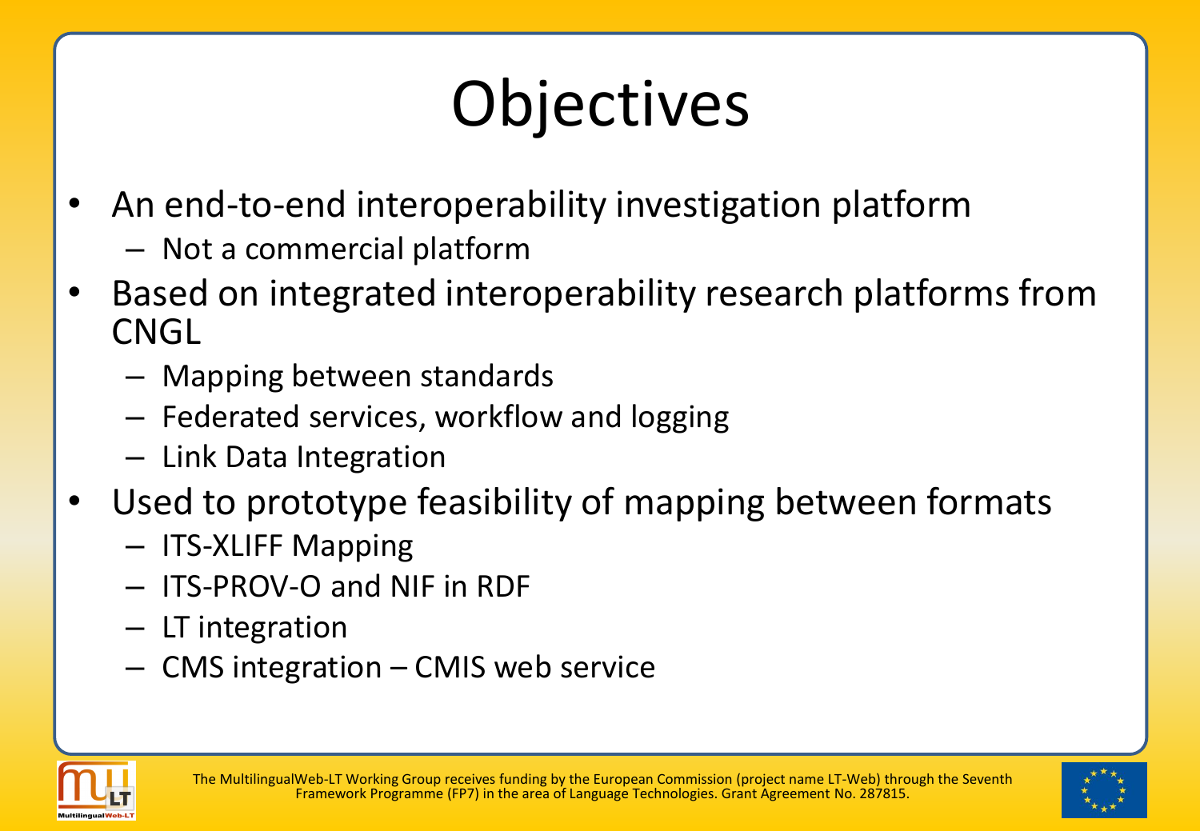# Objectives

- An end-to-end interoperability investigation platform
  - Not a commercial platform
- Based on integrated interoperability research platforms from CNGL
  - Mapping between standards
  - Federated services, workflow and logging
  - Link Data Integration
- Used to prototype feasibility of mapping between formats
  - ITS-XLIFF Mapping
  - ITS-PROV-O and NIF in RDF
  - LT integration
  - CMS integration – CMIS web service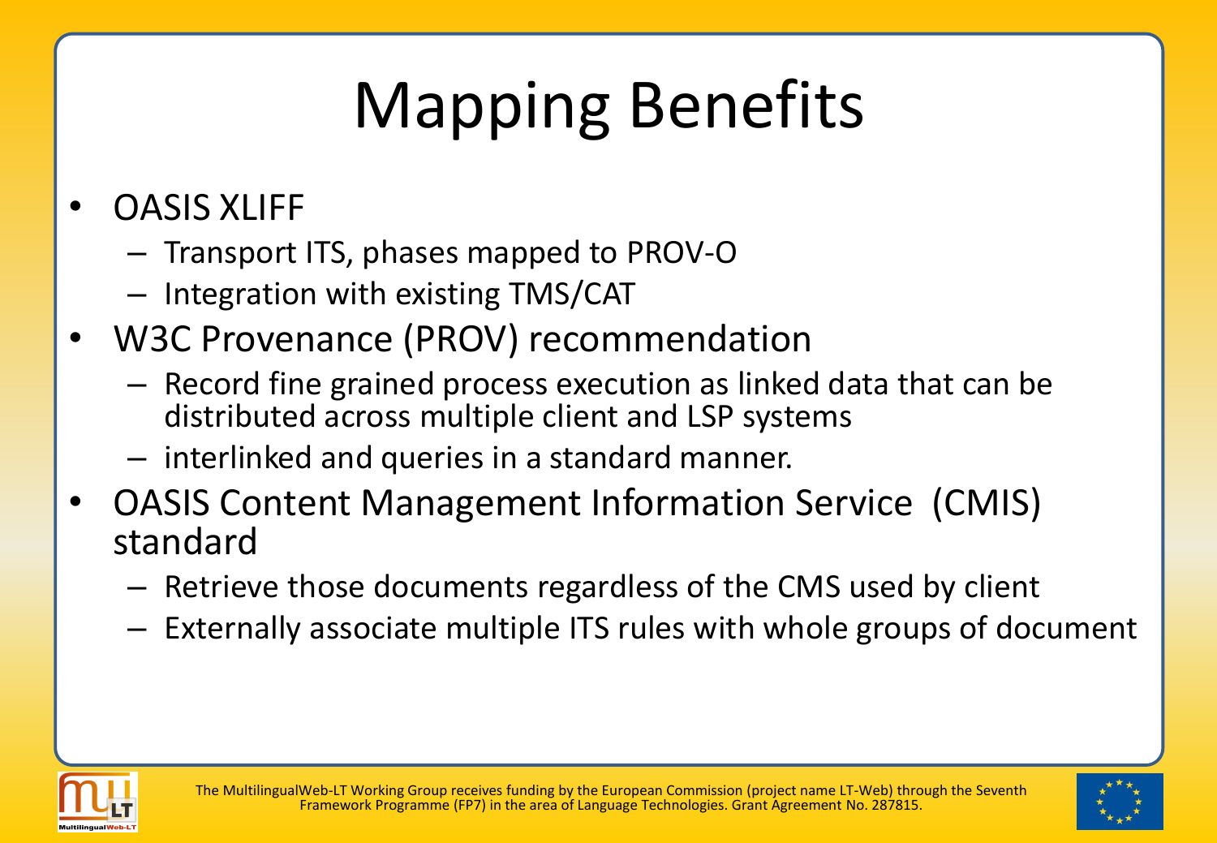# Mapping Benefits

- OASIS XLIFF
  - Transport ITS, phases mapped to PROV-O
  - Integration with existing TMS/CAT
- W3C Provenance (PROV) recommendation
  - Record fine grained process execution as linked data that can be distributed across multiple client and LSP systems
  - interlinked and queries in a standard manner.
- OASIS Content Management Information Service (CMIS) standard
  - Retrieve those documents regardless of the CMS used by client
  - Externally associate multiple ITS rules with whole groups of document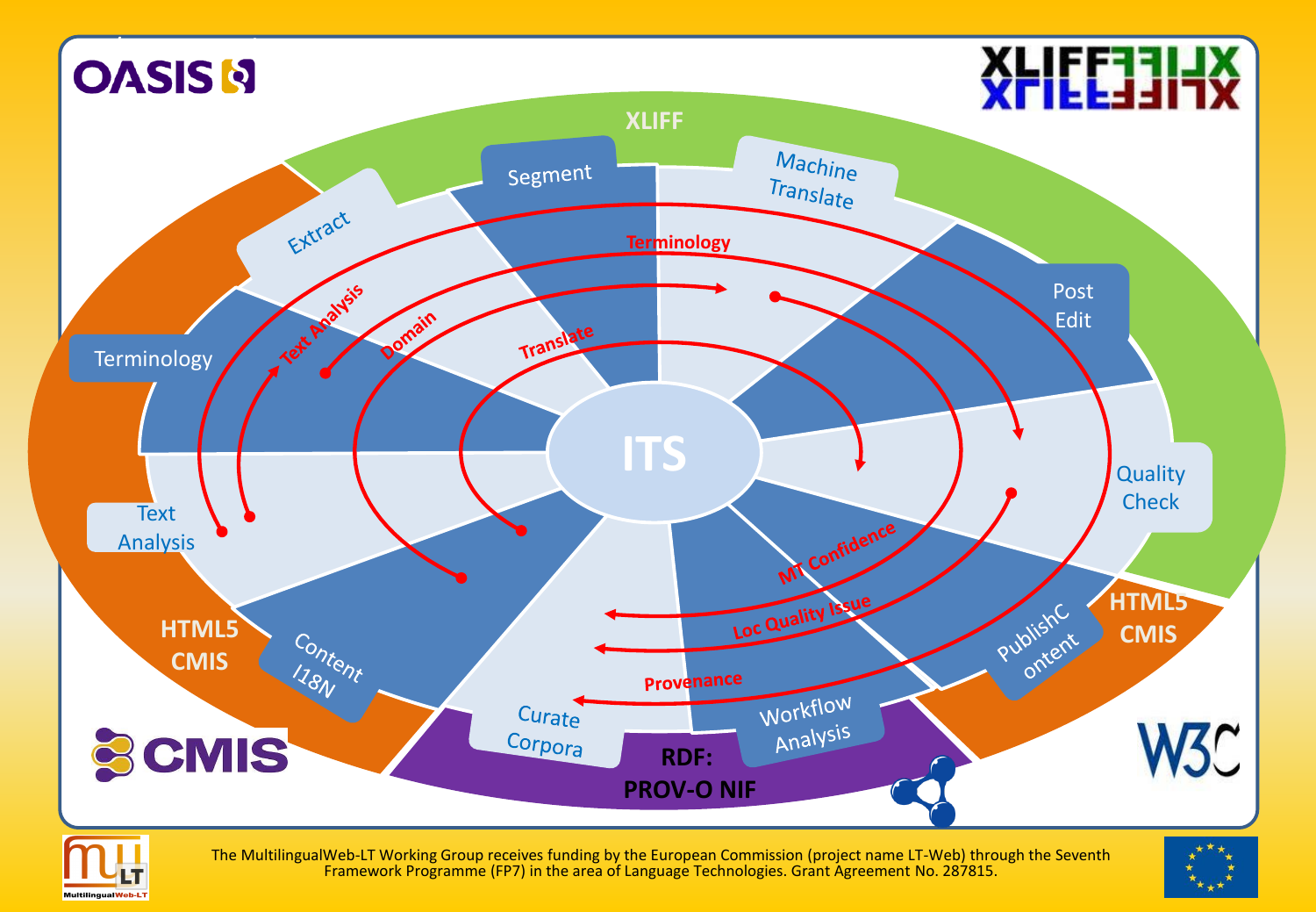OASIS

XLIFF

XLIFF

Segment

Machine Translate

Extract

Terminology

Post Edit

Terminology

Text Analysis

Domain

Translate

ITS

Quality Check

Text Analysis

MT Confidence

Loc Quality Issue

HTML5 CMIS

Content I18N

Provenance

PublishContent

HTML5 CMIS

Curate Corpora

Workflow Analysis

RDF: PROV-O NIF

CMIS

W3C

The MultilingualWeb-LT Working Group receives funding by the European Commission (project name LT-Web) through the Seventh Framework Programme (FP7) in the area of Language Technologies. Grant Agreement No. 287815.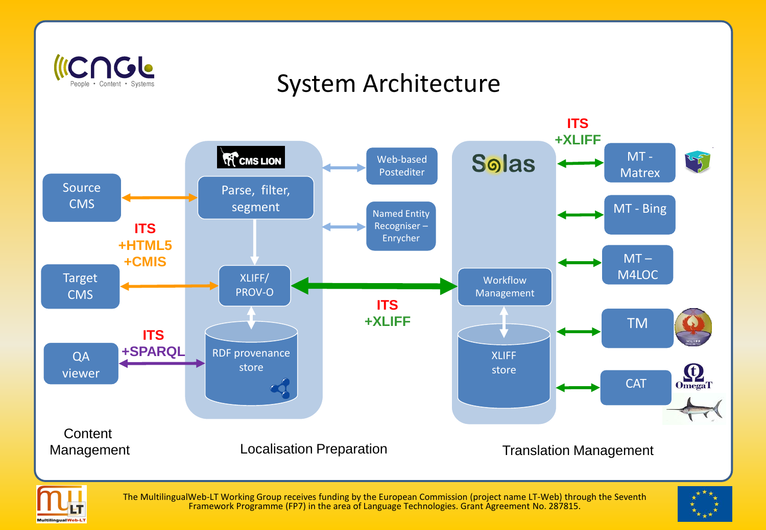# System Architecture

- Source CMS
- Target CMS
- QA viewer

ITS +HTML5 +CMIS

ITS +SPARQL

CMS LION

- Parse, filter, segment
- XLIFF/ PROV-O
- RDF provenance store

- Web-based Postediter
- Named Entity Recogniser – Enrycher

ITS +XLIFF

Solas

- Workflow Management
- XLIFF store

ITS +XLIFF

- MT - Matrex
- MT - Bing
- MT – M4LOC
- TM
- CAT

OmegaT

Content Management

Localisation Preparation

Translation Management

The MultilingualWeb-LT Working Group receives funding by the European Commission (project name LT-Web) through the Seventh Framework Programme (FP7) in the area of Language Technologies. Grant Agreement No. 287815.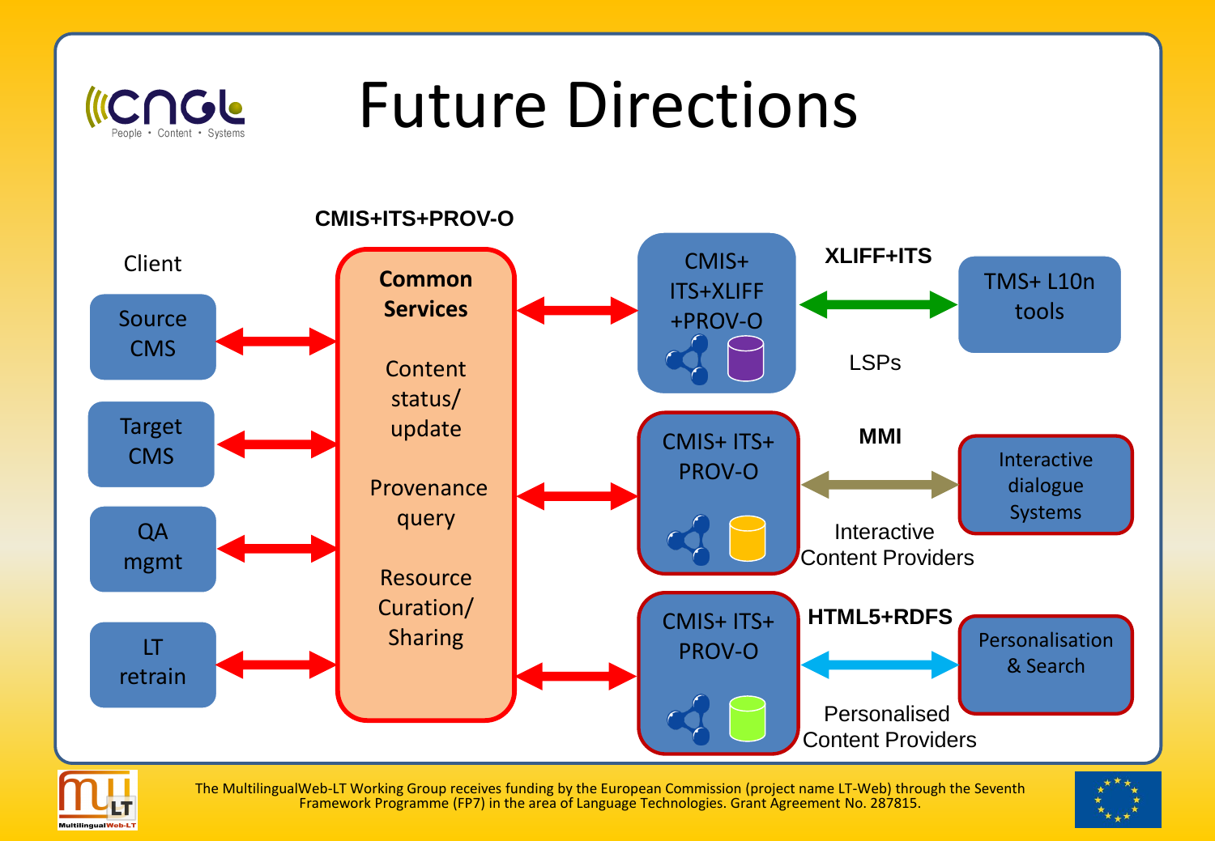# Future Directions

CMIS+ITS+PROV-O

Client

Source CMS

Target CMS

QA mgmt

LT retrain

**Common Services**

Content status/ update

Provenance query

Resource Curation/ Sharing

CMIS+ ITS+XLIFF +PROV-O

**XLIFF+ITS**

TMS+ L10n tools

LSPs

CMIS+ ITS+ PROV-O

**MMI**

Interactive dialogue Systems

Interactive Content Providers

CMIS+ ITS+ PROV-O

**HTML5+RDFS**

Personalisation & Search

Personalised Content Providers

The MultilingualWeb-LT Working Group receives funding by the European Commission (project name LT-Web) through the Seventh Framework Programme (FP7) in the area of Language Technologies. Grant Agreement No. 287815.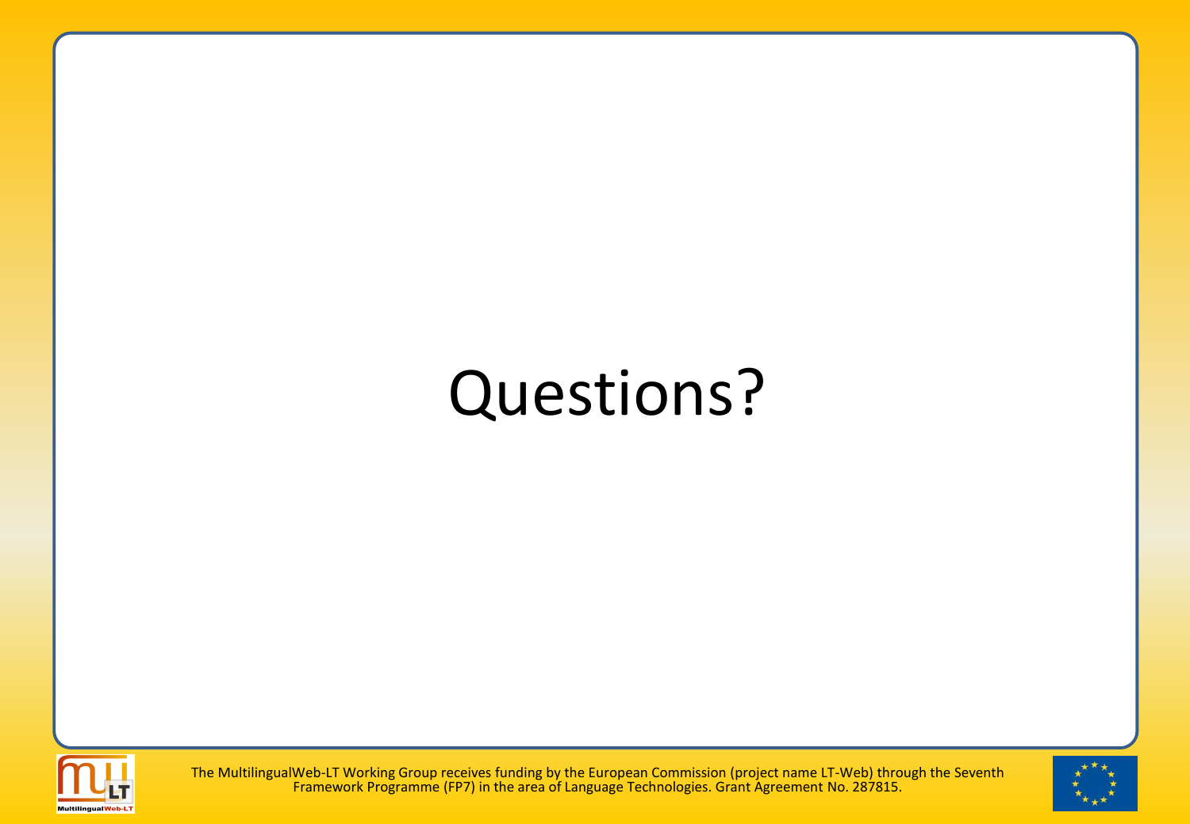# Questions?